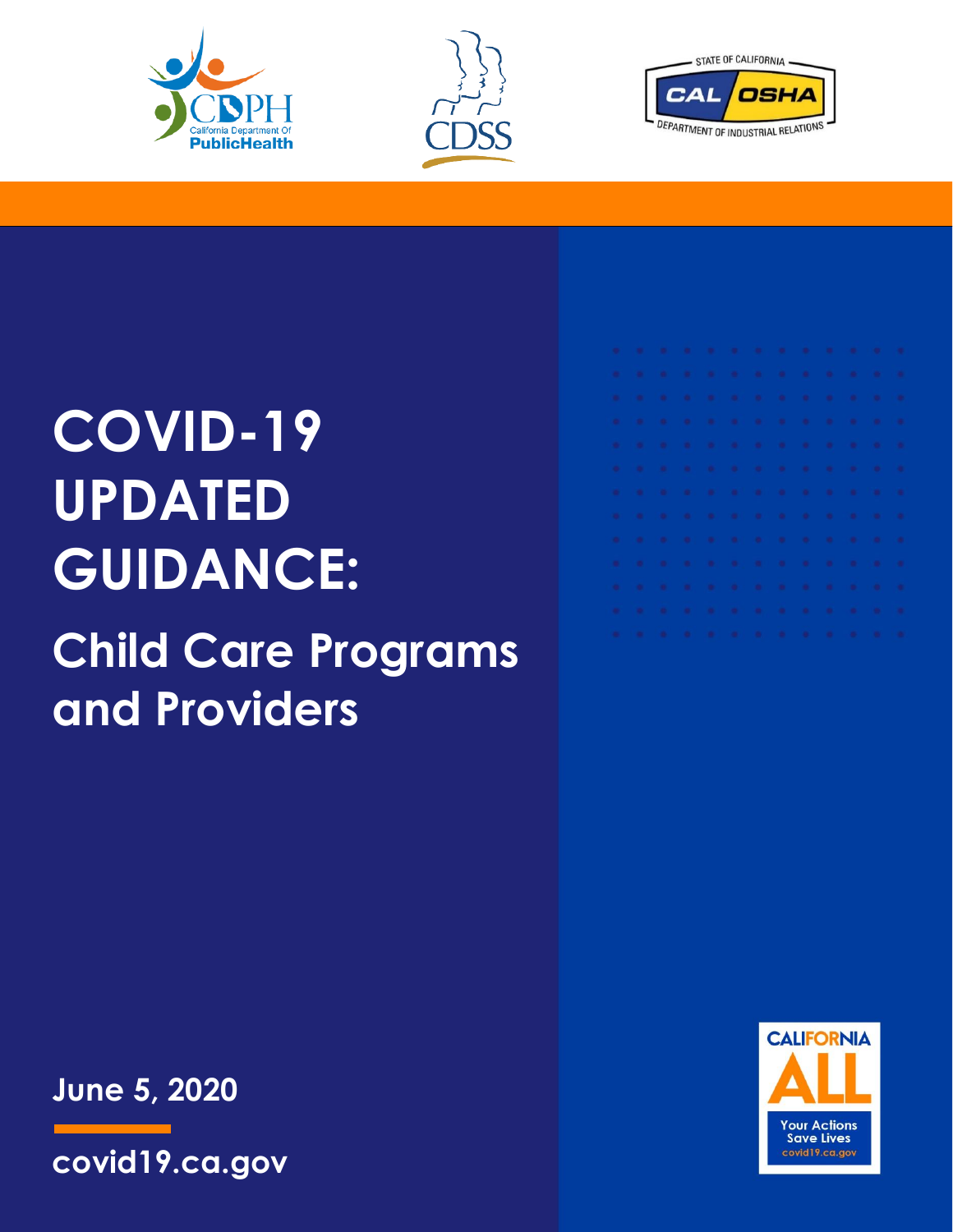# COVID-19 UPDATED GUIDANCE:

## Child Care Programs and Providers

June 5, 2020

covid19.ca.gov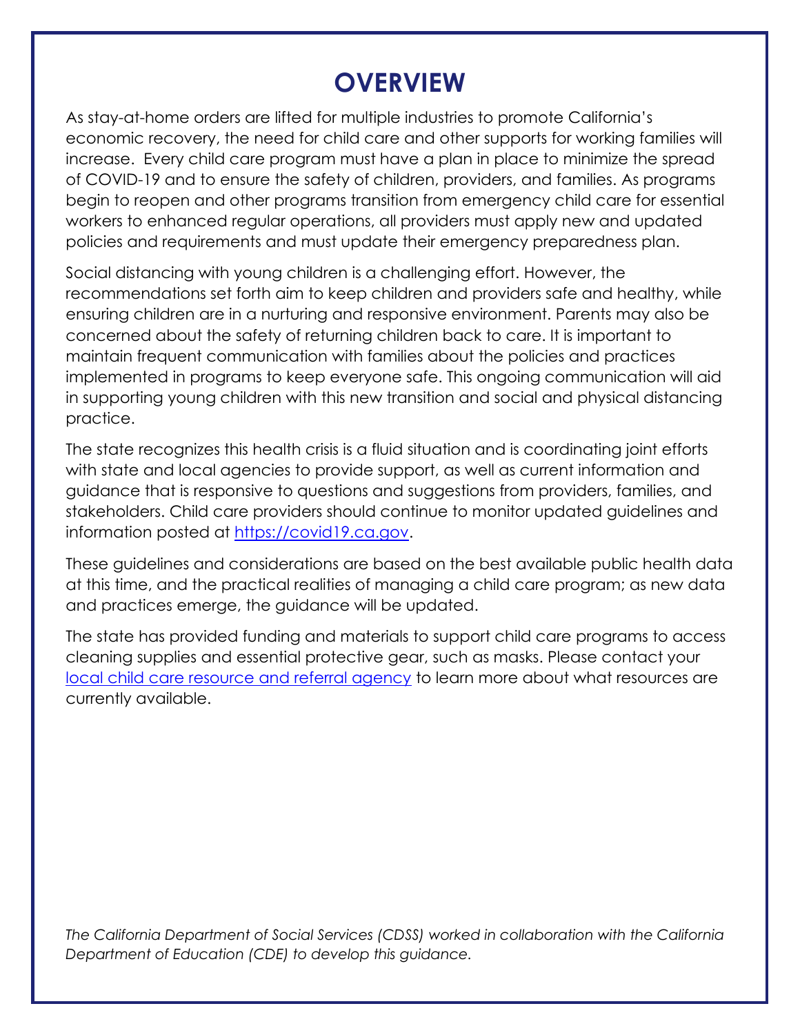# OVERVIEW

As stay-at-home orders are lifted for multiple industries to promote California's economic recovery, the need for child care and other supports for working families will increase. Every child care program must have a plan in place to minimize the spread of COVID-19 and to ensure the safety of children, providers, and families. As programs begin to reopen and other programs transition from emergency child care for essential workers to enhanced regular operations, all providers must apply new and updated policies and requirements and must update their emergency preparedness plan.

Social distancing with young children is a challenging effort. However, the recommendations set forth aim to keep children and providers safe and healthy, while ensuring children are in a nurturing and responsive environment. Parents may also be concerned about the safety of returning children back to care. It is important to maintain frequent communication with families about the policies and practices implemented in programs to keep everyone safe. This ongoing communication will aid in supporting young children with this new transition and social and physical distancing practice.

The state recognizes this health crisis is a fluid situation and is coordinating joint efforts with state and local agencies to provide support, as well as current information and guidance that is responsive to questions and suggestions from providers, families, and stakeholders. Child care providers should continue to monitor updated guidelines and information posted at [https://covid19.ca.gov](https://covid19.ca.gov).

These guidelines and considerations are based on the best available public health data at this time, and the practical realities of managing a child care program; as new data and practices emerge, the guidance will be updated.

The state has provided funding and materials to support child care programs to access cleaning supplies and essential protective gear, such as masks. Please contact your local child care resource and referral agency to learn more about what resources are currently available.

*The California Department of Social Services (CDSS) worked in collaboration with the California Department of Education (CDE) to develop this guidance.*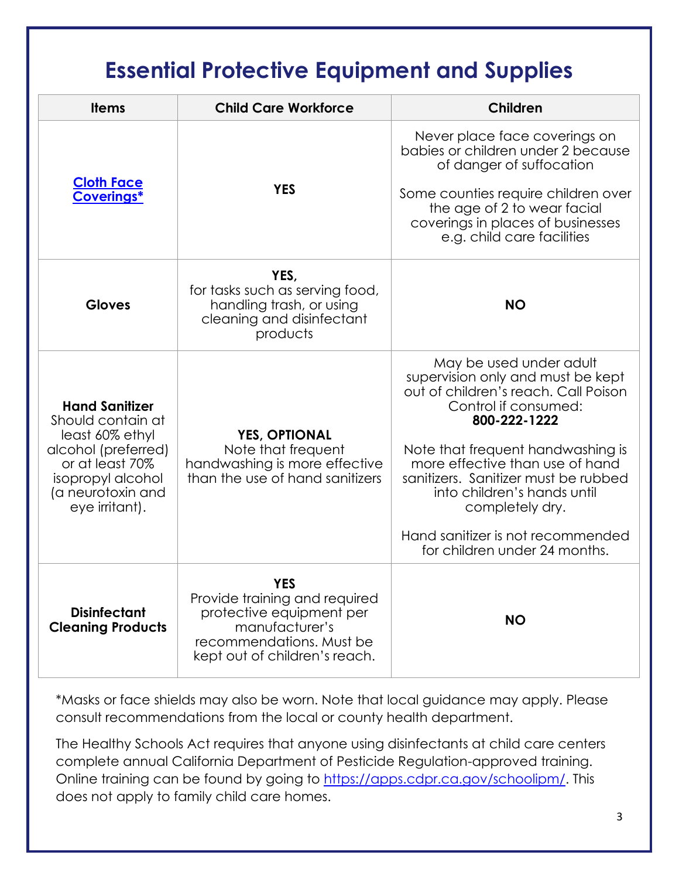# Essential Protective Equipment and Supplies

| Items | Child Care Workforce | Children |
|---|---|---|
| [Cloth Face Coverings*](#) | **YES** | Never place face coverings on babies or children under 2 because of danger of suffocation<br><br>Some counties require children over the age of 2 to wear facial coverings in places of businesses e.g. child care facilities |
| **Gloves** | **YES,**<br>for tasks such as serving food, handling trash, or using cleaning and disinfectant products | **NO** |
| **Hand Sanitizer**<br>Should contain at least 60% ethyl alcohol (preferred) or at least 70% isopropyl alcohol (a neurotoxin and eye irritant). | **YES, OPTIONAL**<br>Note that frequent handwashing is more effective than the use of hand sanitizers | May be used under adult supervision only and must be kept out of children's reach. Call Poison Control if consumed: **800-222-1222**<br><br>Note that frequent handwashing is more effective than use of hand sanitizers. Sanitizer must be rubbed into children's hands until completely dry.<br><br>Hand sanitizer is not recommended for children under 24 months. |
| **Disinfectant Cleaning Products** | **YES**<br>Provide training and required protective equipment per manufacturer's recommendations. Must be kept out of children's reach. | **NO** |

*Masks or face shields may also be worn. Note that local guidance may apply. Please consult recommendations from the local or county health department.

The Healthy Schools Act requires that anyone using disinfectants at child care centers complete annual California Department of Pesticide Regulation-approved training. Online training can be found by going to [https://apps.cdpr.ca.gov/schoolipm/](https://apps.cdpr.ca.gov/schoolipm/). This does not apply to family child care homes.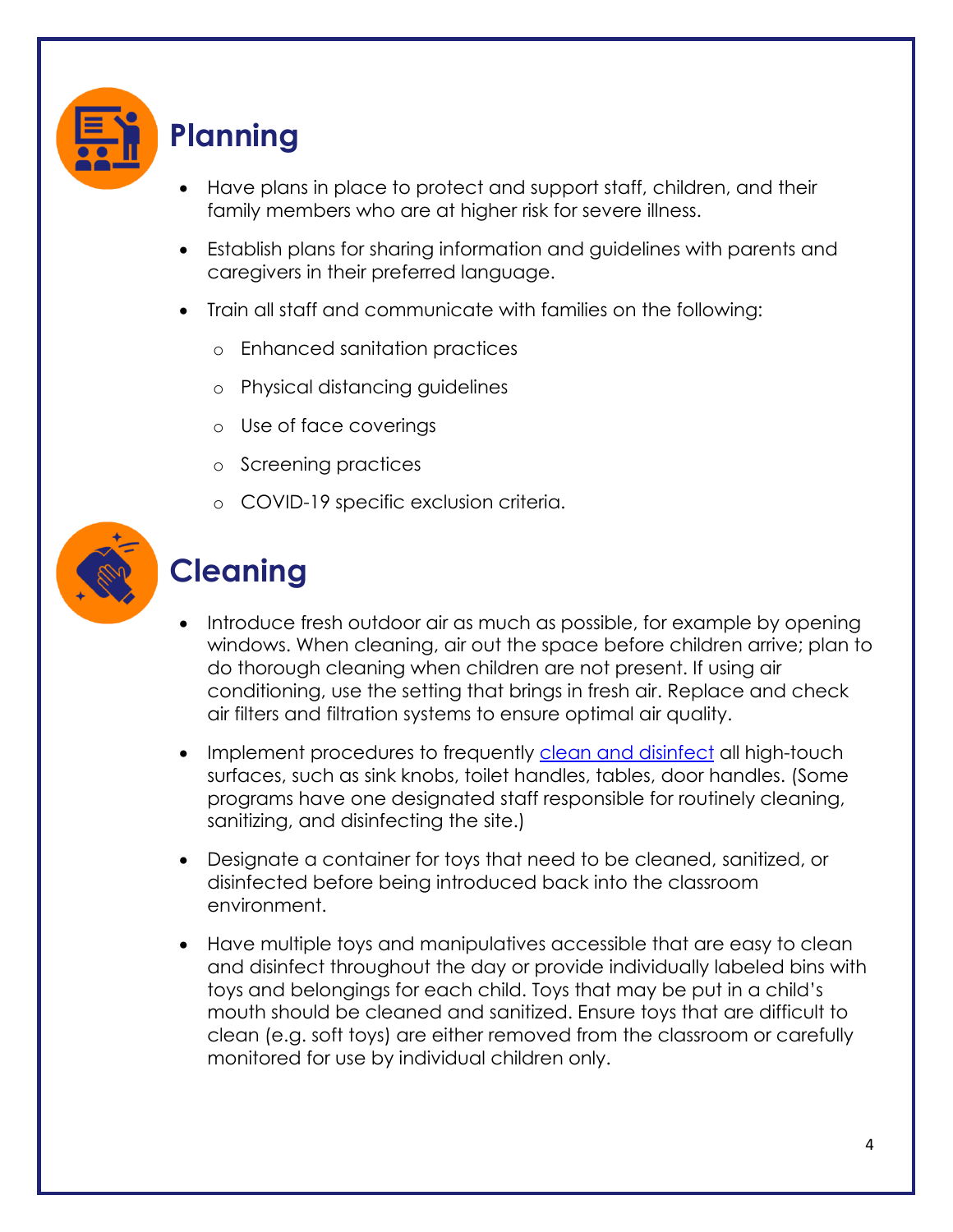## Planning

- Have plans in place to protect and support staff, children, and their family members who are at higher risk for severe illness.
- Establish plans for sharing information and guidelines with parents and caregivers in their preferred language.
- Train all staff and communicate with families on the following:
  - Enhanced sanitation practices
  - Physical distancing guidelines
  - Use of face coverings
  - Screening practices
  - COVID-19 specific exclusion criteria.

## Cleaning

- Introduce fresh outdoor air as much as possible, for example by opening windows. When cleaning, air out the space before children arrive; plan to do thorough cleaning when children are not present. If using air conditioning, use the setting that brings in fresh air. Replace and check air filters and filtration systems to ensure optimal air quality.
- Implement procedures to frequently clean and disinfect all high-touch surfaces, such as sink knobs, toilet handles, tables, door handles. (Some programs have one designated staff responsible for routinely cleaning, sanitizing, and disinfecting the site.)
- Designate a container for toys that need to be cleaned, sanitized, or disinfected before being introduced back into the classroom environment.
- Have multiple toys and manipulatives accessible that are easy to clean and disinfect throughout the day or provide individually labeled bins with toys and belongings for each child. Toys that may be put in a child's mouth should be cleaned and sanitized. Ensure toys that are difficult to clean (e.g. soft toys) are either removed from the classroom or carefully monitored for use by individual children only.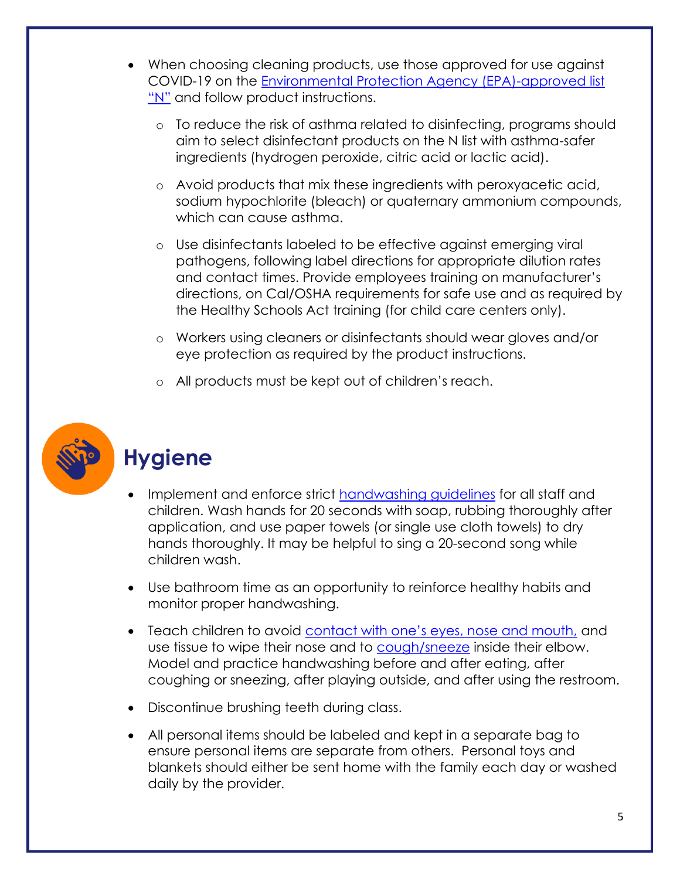- When choosing cleaning products, use those approved for use against COVID-19 on the [Environmental Protection Agency (EPA)-approved list "N"](#) and follow product instructions.
  - To reduce the risk of asthma related to disinfecting, programs should aim to select disinfectant products on the N list with asthma-safer ingredients (hydrogen peroxide, citric acid or lactic acid).
  - Avoid products that mix these ingredients with peroxyacetic acid, sodium hypochlorite (bleach) or quaternary ammonium compounds, which can cause asthma.
  - Use disinfectants labeled to be effective against emerging viral pathogens, following label directions for appropriate dilution rates and contact times. Provide employees training on manufacturer's directions, on Cal/OSHA requirements for safe use and as required by the Healthy Schools Act training (for child care centers only).
  - Workers using cleaners or disinfectants should wear gloves and/or eye protection as required by the product instructions.
  - All products must be kept out of children's reach.

## Hygiene

- Implement and enforce strict [handwashing guidelines](#) for all staff and children. Wash hands for 20 seconds with soap, rubbing thoroughly after application, and use paper towels (or single use cloth towels) to dry hands thoroughly. It may be helpful to sing a 20-second song while children wash.
- Use bathroom time as an opportunity to reinforce healthy habits and monitor proper handwashing.
- Teach children to avoid [contact with one's eyes, nose and mouth,](#) and use tissue to wipe their nose and to [cough/sneeze](#) inside their elbow. Model and practice handwashing before and after eating, after coughing or sneezing, after playing outside, and after using the restroom.
- Discontinue brushing teeth during class.
- All personal items should be labeled and kept in a separate bag to ensure personal items are separate from others. Personal toys and blankets should either be sent home with the family each day or washed daily by the provider.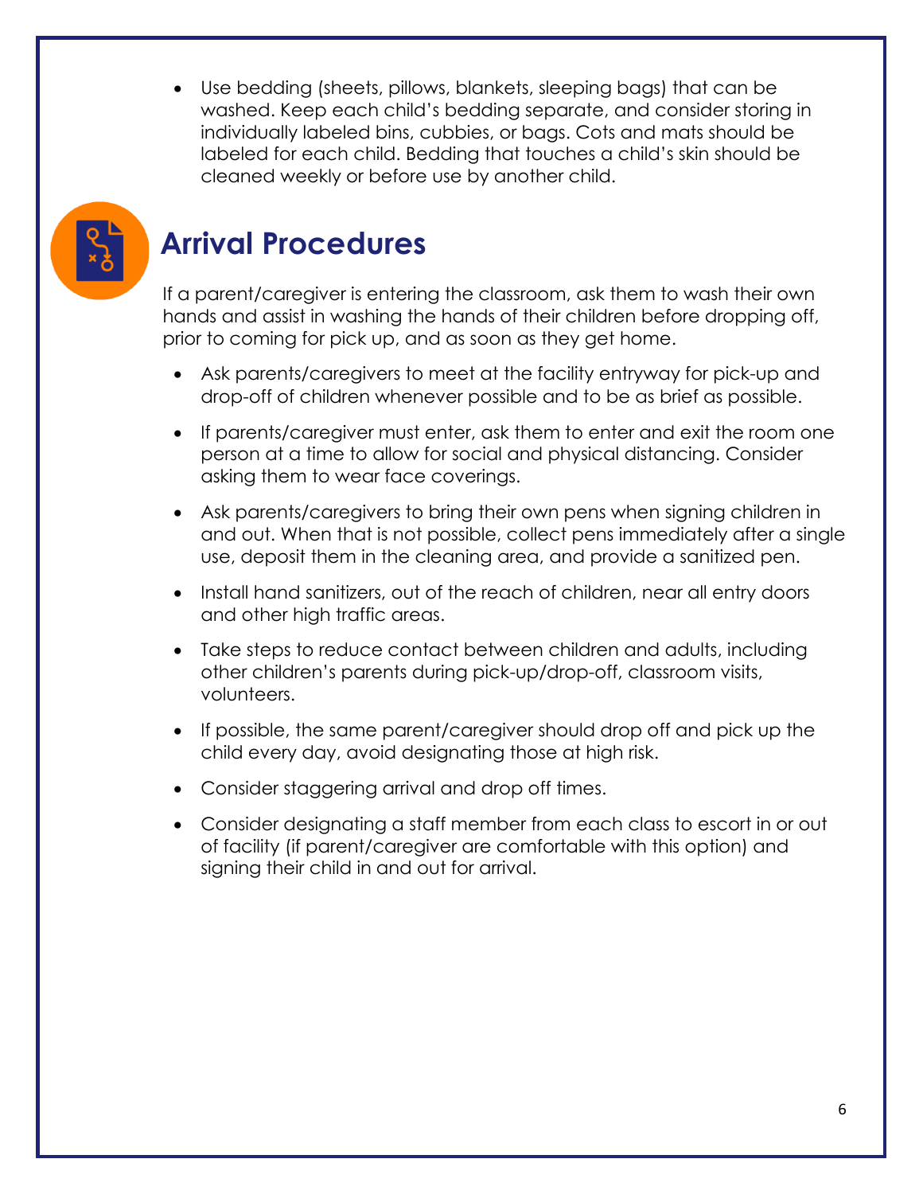- Use bedding (sheets, pillows, blankets, sleeping bags) that can be washed. Keep each child's bedding separate, and consider storing in individually labeled bins, cubbies, or bags. Cots and mats should be labeled for each child. Bedding that touches a child's skin should be cleaned weekly or before use by another child.

## Arrival Procedures

If a parent/caregiver is entering the classroom, ask them to wash their own hands and assist in washing the hands of their children before dropping off, prior to coming for pick up, and as soon as they get home.

- Ask parents/caregivers to meet at the facility entryway for pick-up and drop-off of children whenever possible and to be as brief as possible.
- If parents/caregiver must enter, ask them to enter and exit the room one person at a time to allow for social and physical distancing. Consider asking them to wear face coverings.
- Ask parents/caregivers to bring their own pens when signing children in and out. When that is not possible, collect pens immediately after a single use, deposit them in the cleaning area, and provide a sanitized pen.
- Install hand sanitizers, out of the reach of children, near all entry doors and other high traffic areas.
- Take steps to reduce contact between children and adults, including other children's parents during pick-up/drop-off, classroom visits, volunteers.
- If possible, the same parent/caregiver should drop off and pick up the child every day, avoid designating those at high risk.
- Consider staggering arrival and drop off times.
- Consider designating a staff member from each class to escort in or out of facility (if parent/caregiver are comfortable with this option) and signing their child in and out for arrival.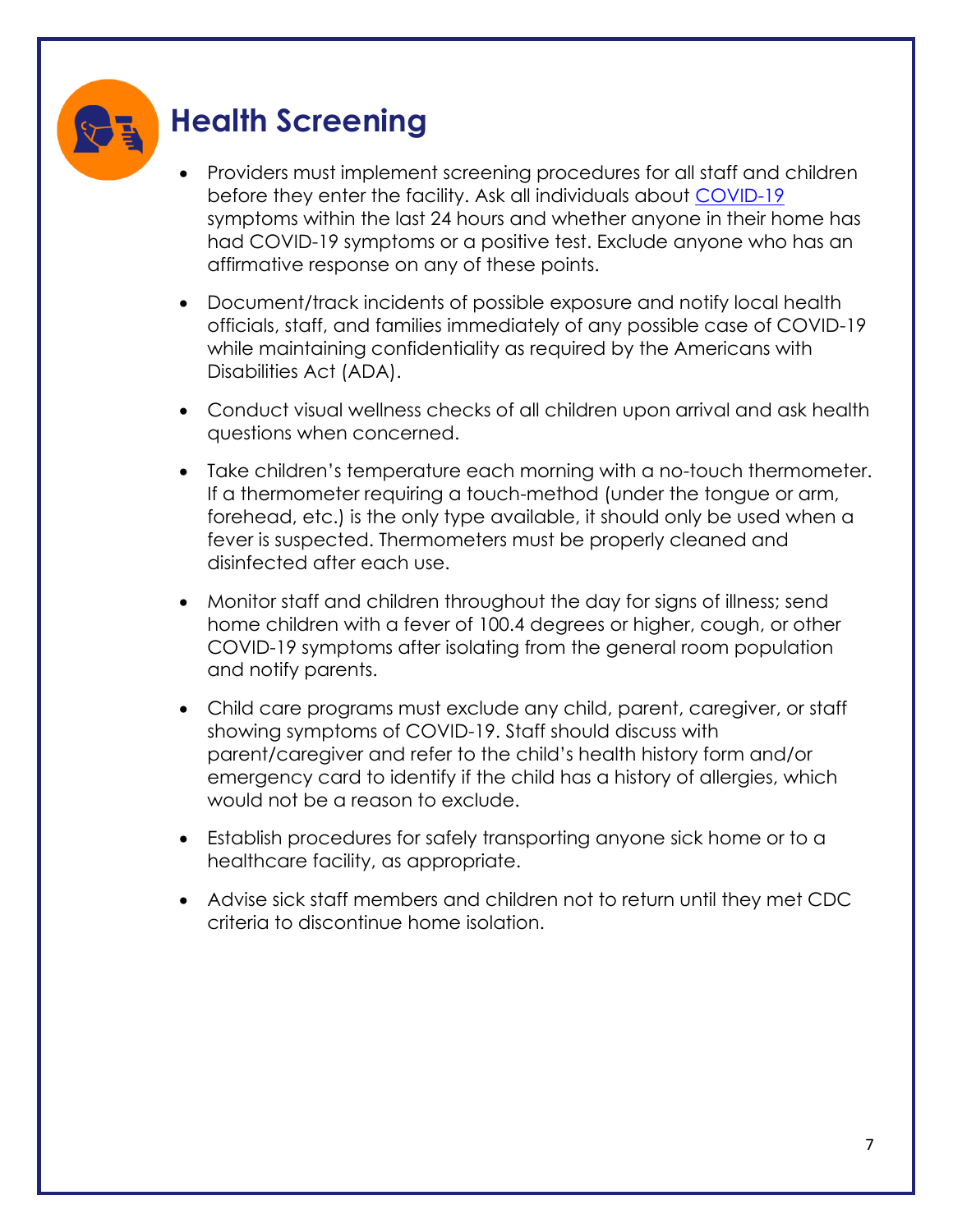# Health Screening

- Providers must implement screening procedures for all staff and children before they enter the facility. Ask all individuals about COVID-19 symptoms within the last 24 hours and whether anyone in their home has had COVID-19 symptoms or a positive test. Exclude anyone who has an affirmative response on any of these points.
- Document/track incidents of possible exposure and notify local health officials, staff, and families immediately of any possible case of COVID-19 while maintaining confidentiality as required by the Americans with Disabilities Act (ADA).
- Conduct visual wellness checks of all children upon arrival and ask health questions when concerned.
- Take children's temperature each morning with a no-touch thermometer. If a thermometer requiring a touch-method (under the tongue or arm, forehead, etc.) is the only type available, it should only be used when a fever is suspected. Thermometers must be properly cleaned and disinfected after each use.
- Monitor staff and children throughout the day for signs of illness; send home children with a fever of 100.4 degrees or higher, cough, or other COVID-19 symptoms after isolating from the general room population and notify parents.
- Child care programs must exclude any child, parent, caregiver, or staff showing symptoms of COVID-19. Staff should discuss with parent/caregiver and refer to the child's health history form and/or emergency card to identify if the child has a history of allergies, which would not be a reason to exclude.
- Establish procedures for safely transporting anyone sick home or to a healthcare facility, as appropriate.
- Advise sick staff members and children not to return until they met CDC criteria to discontinue home isolation.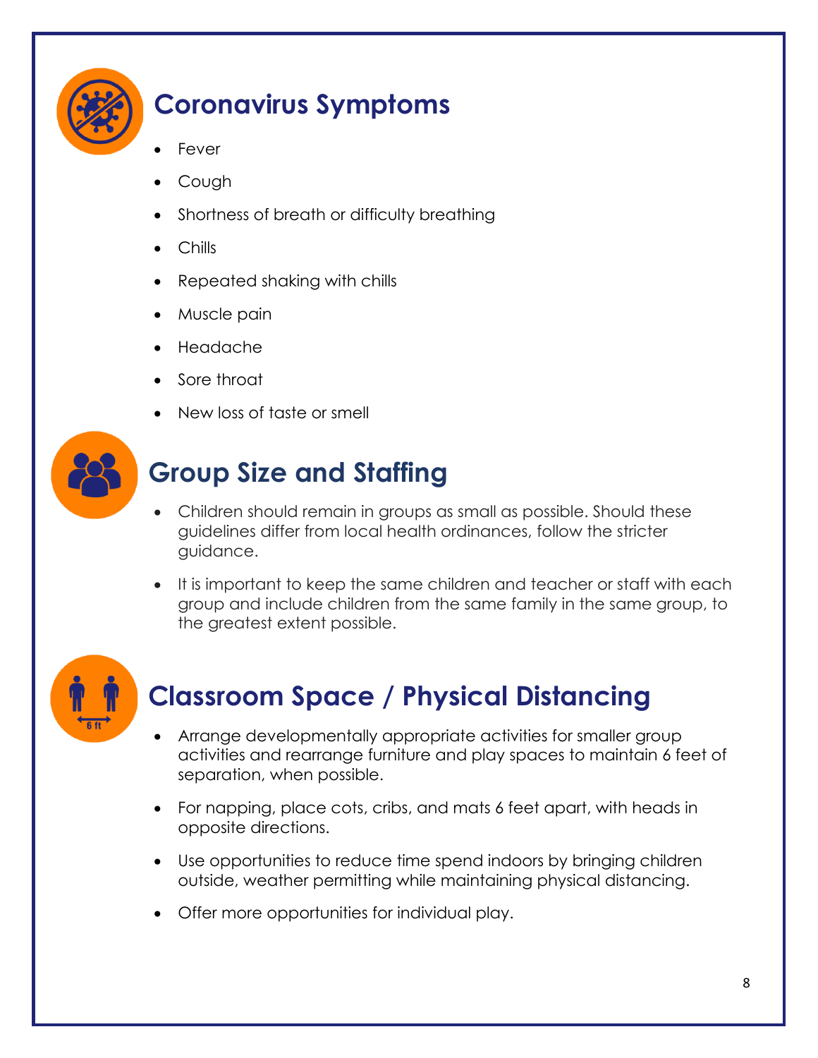## Coronavirus Symptoms

- Fever
- Cough
- Shortness of breath or difficulty breathing
- Chills
- Repeated shaking with chills
- Muscle pain
- Headache
- Sore throat
- New loss of taste or smell

## Group Size and Staffing

- Children should remain in groups as small as possible. Should these guidelines differ from local health ordinances, follow the stricter guidance.
- It is important to keep the same children and teacher or staff with each group and include children from the same family in the same group, to the greatest extent possible.

## Classroom Space / Physical Distancing

- Arrange developmentally appropriate activities for smaller group activities and rearrange furniture and play spaces to maintain 6 feet of separation, when possible.
- For napping, place cots, cribs, and mats 6 feet apart, with heads in opposite directions.
- Use opportunities to reduce time spend indoors by bringing children outside, weather permitting while maintaining physical distancing.
- Offer more opportunities for individual play.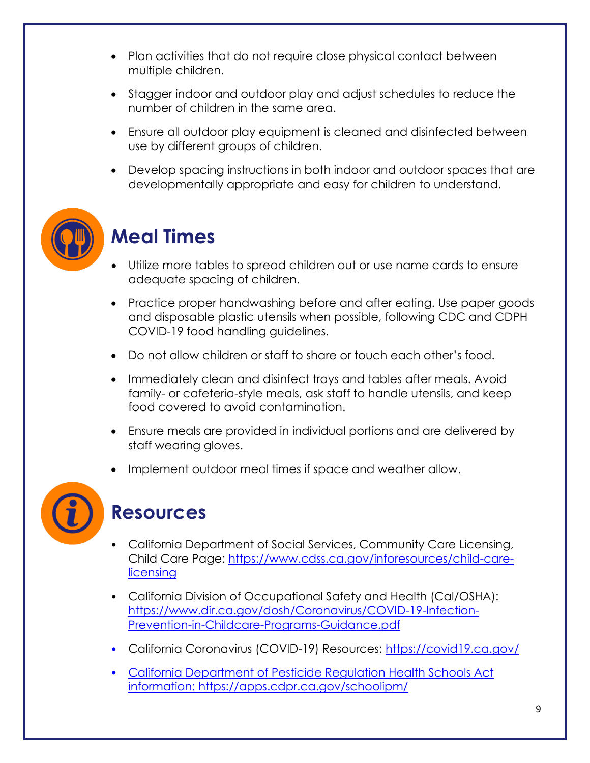- Plan activities that do not require close physical contact between multiple children.
- Stagger indoor and outdoor play and adjust schedules to reduce the number of children in the same area.
- Ensure all outdoor play equipment is cleaned and disinfected between use by different groups of children.
- Develop spacing instructions in both indoor and outdoor spaces that are developmentally appropriate and easy for children to understand.

## Meal Times

- Utilize more tables to spread children out or use name cards to ensure adequate spacing of children.
- Practice proper handwashing before and after eating. Use paper goods and disposable plastic utensils when possible, following CDC and CDPH COVID-19 food handling guidelines.
- Do not allow children or staff to share or touch each other's food.
- Immediately clean and disinfect trays and tables after meals. Avoid family- or cafeteria-style meals, ask staff to handle utensils, and keep food covered to avoid contamination.
- Ensure meals are provided in individual portions and are delivered by staff wearing gloves.
- Implement outdoor meal times if space and weather allow.

## Resources

- California Department of Social Services, Community Care Licensing, Child Care Page: https://www.cdss.ca.gov/inforesources/child-care-licensing
- California Division of Occupational Safety and Health (Cal/OSHA): https://www.dir.ca.gov/dosh/Coronavirus/COVID-19-Infection-Prevention-in-Childcare-Programs-Guidance.pdf
- California Coronavirus (COVID-19) Resources: https://covid19.ca.gov/
- California Department of Pesticide Regulation Health Schools Act information: https://apps.cdpr.ca.gov/schoolipm/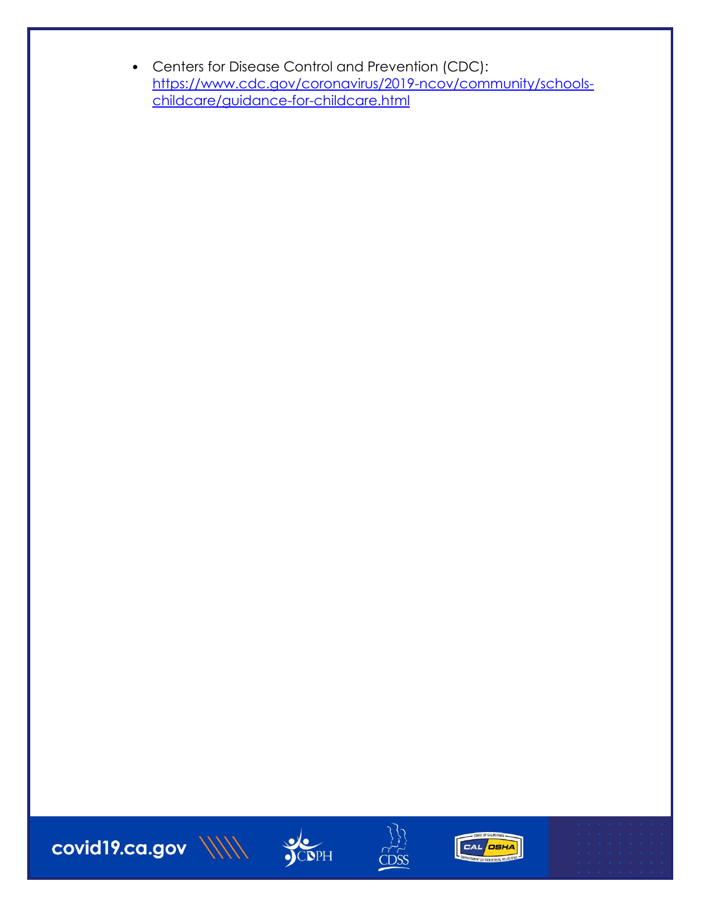- Centers for Disease Control and Prevention (CDC): https://www.cdc.gov/coronavirus/2019-ncov/community/schools-childcare/guidance-for-childcare.html